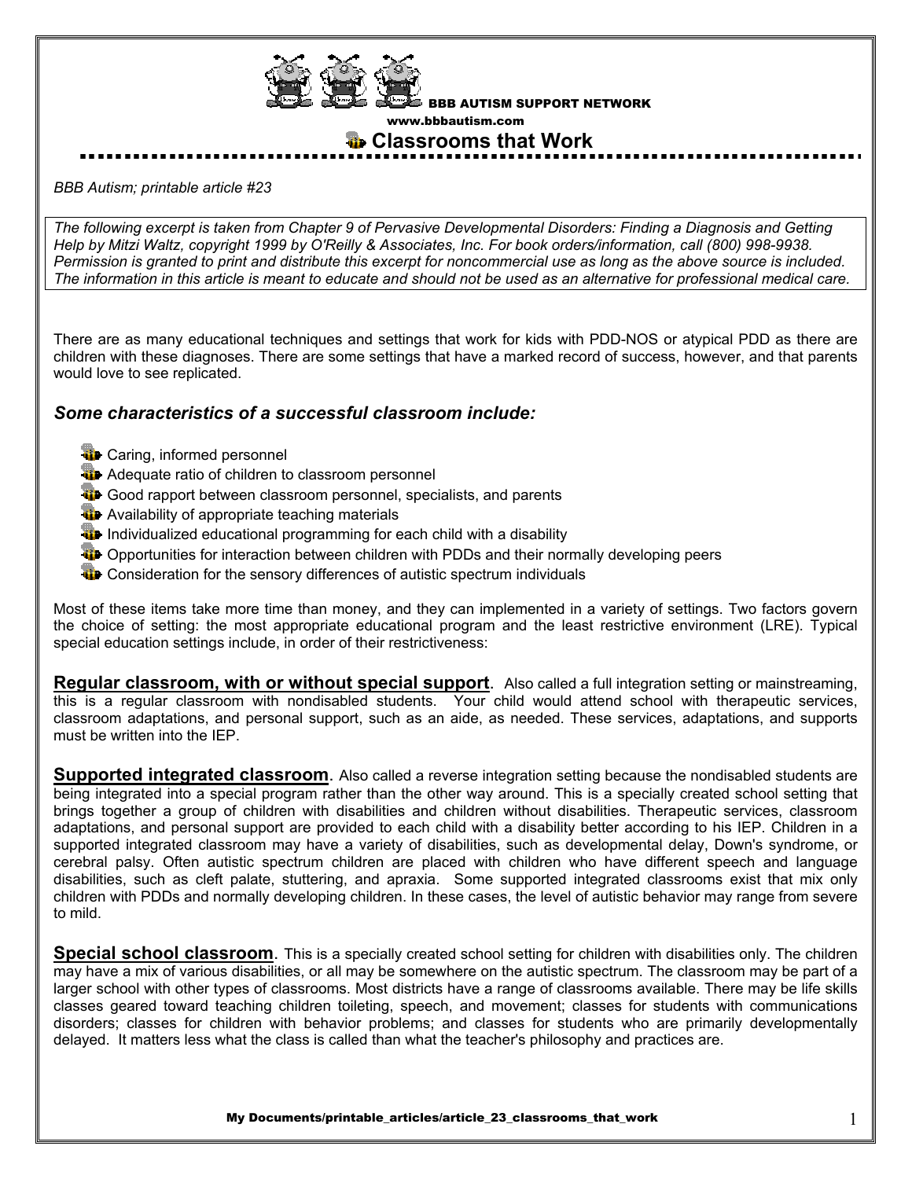BBB AUTISM SUPPORT NETWORK

www.bbbautism.com

# Classrooms that Work

*BBB Autism; printable article #23*

*The following excerpt is taken from Chapter 9 of Pervasive Developmental Disorders: Finding a Diagnosis and Getting Help by Mitzi Waltz, copyright 1999 by O'Reilly & Associates, Inc. For book orders/information, call (800) 998-9938. Permission is granted to print and distribute this excerpt for noncommercial use as long as the above source is included. The information in this article is meant to educate and should not be used as an alternative for professional medical care.*

There are as many educational techniques and settings that work for kids with PDD-NOS or atypical PDD as there are children with these diagnoses. There are some settings that have a marked record of success, however, and that parents would love to see replicated.

### *Some characteristics of a successful classroom include:*

- Caring, informed personnel
- Adequate ratio of children to classroom personnel
- Good rapport between classroom personnel, specialists, and parents
- Availability of appropriate teaching materials
- Individualized educational programming for each child with a disability
- Opportunities for interaction between children with PDDs and their normally developing peers
- Consideration for the sensory differences of autistic spectrum individuals

Most of these items take more time than money, and they can implemented in a variety of settings. Two factors govern the choice of setting: the most appropriate educational program and the least restrictive environment (LRE). Typical special education settings include, in order of their restrictiveness:

**Regular classroom, with or without special support**. Also called a full integration setting or mainstreaming, this is a regular classroom with nondisabled students. Your child would attend school with therapeutic services, classroom adaptations, and personal support, such as an aide, as needed. These services, adaptations, and supports must be written into the IEP.

**Supported integrated classroom**. Also called a reverse integration setting because the nondisabled students are being integrated into a special program rather than the other way around. This is a specially created school setting that brings together a group of children with disabilities and children without disabilities. Therapeutic services, classroom adaptations, and personal support are provided to each child with a disability better according to his IEP. Children in a supported integrated classroom may have a variety of disabilities, such as developmental delay, Down's syndrome, or cerebral palsy. Often autistic spectrum children are placed with children who have different speech and language disabilities, such as cleft palate, stuttering, and apraxia. Some supported integrated classrooms exist that mix only children with PDDs and normally developing children. In these cases, the level of autistic behavior may range from severe to mild.

**Special school classroom**. This is a specially created school setting for children with disabilities only. The children may have a mix of various disabilities, or all may be somewhere on the autistic spectrum. The classroom may be part of a larger school with other types of classrooms. Most districts have a range of classrooms available. There may be life skills classes geared toward teaching children toileting, speech, and movement; classes for students with communications disorders; classes for children with behavior problems; and classes for students who are primarily developmentally delayed. It matters less what the class is called than what the teacher's philosophy and practices are.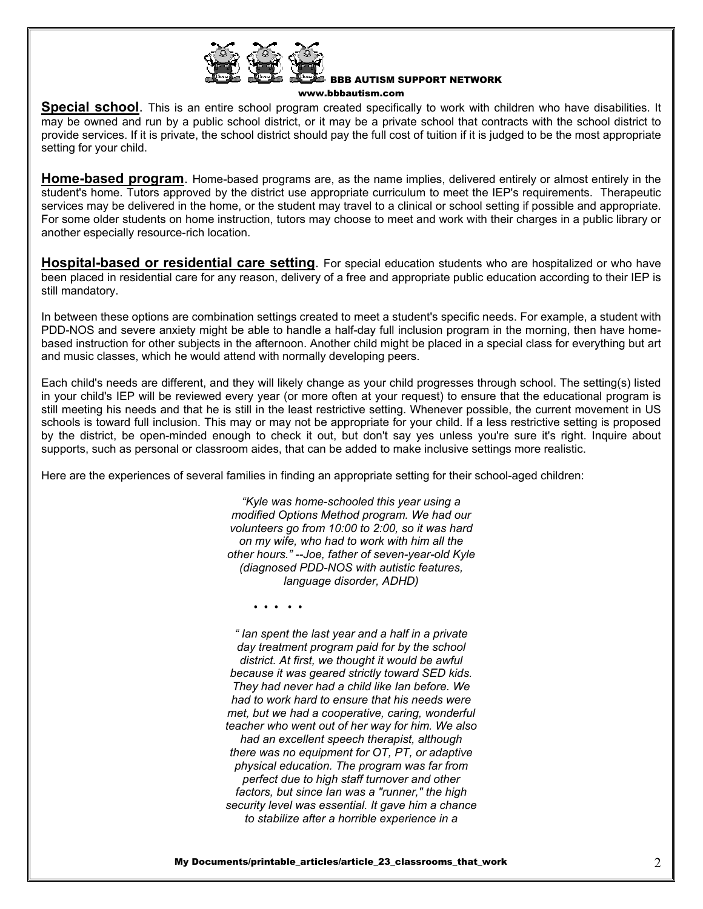**Special school**. This is an entire school program created specifically to work with children who have disabilities. It may be owned and run by a public school district, or it may be a private school that contracts with the school district to provide services. If it is private, the school district should pay the full cost of tuition if it is judged to be the most appropriate setting for your child.

**Home-based program**. Home-based programs are, as the name implies, delivered entirely or almost entirely in the student's home. Tutors approved by the district use appropriate curriculum to meet the IEP's requirements. Therapeutic services may be delivered in the home, or the student may travel to a clinical or school setting if possible and appropriate. For some older students on home instruction, tutors may choose to meet and work with their charges in a public library or another especially resource-rich location.

**Hospital-based or residential care setting**. For special education students who are hospitalized or who have been placed in residential care for any reason, delivery of a free and appropriate public education according to their IEP is still mandatory.

In between these options are combination settings created to meet a student's specific needs. For example, a student with PDD-NOS and severe anxiety might be able to handle a half-day full inclusion program in the morning, then have home-based instruction for other subjects in the afternoon. Another child might be placed in a special class for everything but art and music classes, which he would attend with normally developing peers.

Each child's needs are different, and they will likely change as your child progresses through school. The setting(s) listed in your child's IEP will be reviewed every year (or more often at your request) to ensure that the educational program is still meeting his needs and that he is still in the least restrictive setting. Whenever possible, the current movement in US schools is toward full inclusion. This may or may not be appropriate for your child. If a less restrictive setting is proposed by the district, be open-minded enough to check it out, but don't say yes unless you're sure it's right. Inquire about supports, such as personal or classroom aides, that can be added to make inclusive settings more realistic.

Here are the experiences of several families in finding an appropriate setting for their school-aged children:

*"Kyle was home-schooled this year using a modified Options Method program. We had our volunteers go from 10:00 to 2:00, so it was hard on my wife, who had to work with him all the other hours." --Joe, father of seven-year-old Kyle (diagnosed PDD-NOS with autistic features, language disorder, ADHD)*

• • • • •

*" Ian spent the last year and a half in a private day treatment program paid for by the school district. At first, we thought it would be awful because it was geared strictly toward SED kids. They had never had a child like Ian before. We had to work hard to ensure that his needs were met, but we had a cooperative, caring, wonderful teacher who went out of her way for him. We also had an excellent speech therapist, although there was no equipment for OT, PT, or adaptive physical education. The program was far from perfect due to high staff turnover and other factors, but since Ian was a "runner," the high security level was essential. It gave him a chance to stabilize after a horrible experience in a*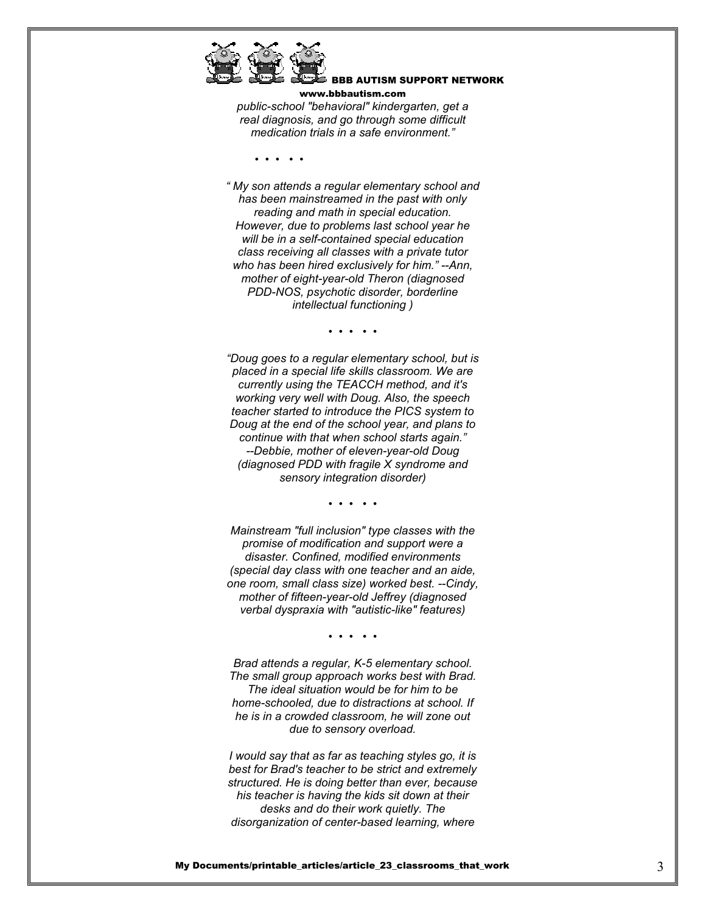*public-school "behavioral" kindergarten, get a real diagnosis, and go through some difficult medication trials in a safe environment."*

• • • • •

*" My son attends a regular elementary school and has been mainstreamed in the past with only reading and math in special education. However, due to problems last school year he will be in a self-contained special education class receiving all classes with a private tutor who has been hired exclusively for him." --Ann, mother of eight-year-old Theron (diagnosed PDD-NOS, psychotic disorder, borderline intellectual functioning )*

• • • • •

*"Doug goes to a regular elementary school, but is placed in a special life skills classroom. We are currently using the TEACCH method, and it's working very well with Doug. Also, the speech teacher started to introduce the PICS system to Doug at the end of the school year, and plans to continue with that when school starts again." --Debbie, mother of eleven-year-old Doug (diagnosed PDD with fragile X syndrome and sensory integration disorder)*

• • • • •

*Mainstream "full inclusion" type classes with the promise of modification and support were a disaster. Confined, modified environments (special day class with one teacher and an aide, one room, small class size) worked best. --Cindy, mother of fifteen-year-old Jeffrey (diagnosed verbal dyspraxia with "autistic-like" features)*

• • • • •

*Brad attends a regular, K-5 elementary school. The small group approach works best with Brad. The ideal situation would be for him to be home-schooled, due to distractions at school. If he is in a crowded classroom, he will zone out due to sensory overload.*

*I would say that as far as teaching styles go, it is best for Brad's teacher to be strict and extremely structured. He is doing better than ever, because his teacher is having the kids sit down at their desks and do their work quietly. The disorganization of center-based learning, where*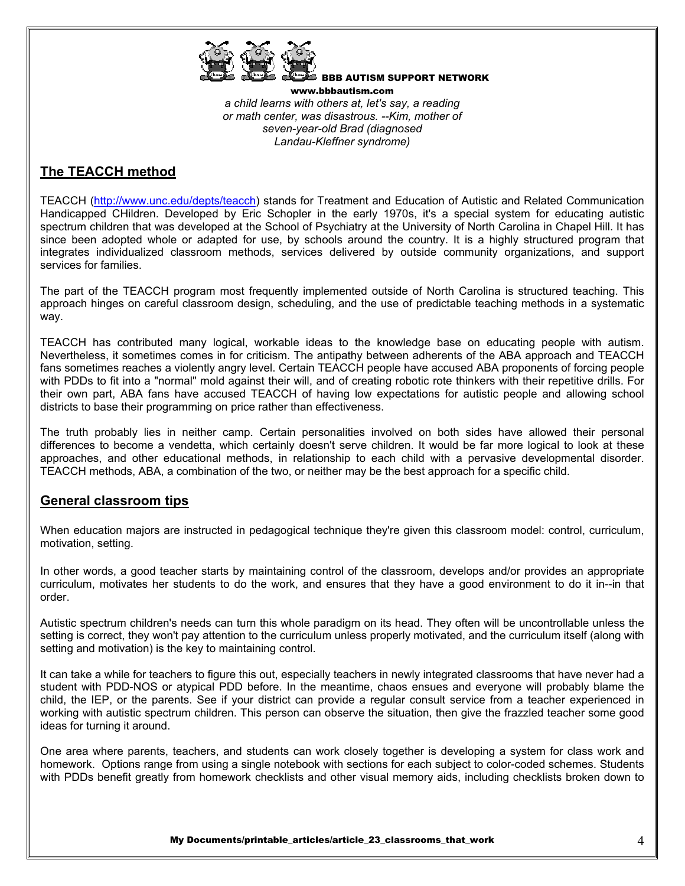*a child learns with others at, let's say, a reading or math center, was disastrous. --Kim, mother of seven-year-old Brad (diagnosed Landau-Kleffner syndrome)*

## The TEACCH method

TEACCH (http://www.unc.edu/depts/teacch) stands for Treatment and Education of Autistic and Related Communication Handicapped CHildren. Developed by Eric Schopler in the early 1970s, it's a special system for educating autistic spectrum children that was developed at the School of Psychiatry at the University of North Carolina in Chapel Hill. It has since been adopted whole or adapted for use, by schools around the country. It is a highly structured program that integrates individualized classroom methods, services delivered by outside community organizations, and support services for families.

The part of the TEACCH program most frequently implemented outside of North Carolina is structured teaching. This approach hinges on careful classroom design, scheduling, and the use of predictable teaching methods in a systematic way.

TEACCH has contributed many logical, workable ideas to the knowledge base on educating people with autism. Nevertheless, it sometimes comes in for criticism. The antipathy between adherents of the ABA approach and TEACCH fans sometimes reaches a violently angry level. Certain TEACCH people have accused ABA proponents of forcing people with PDDs to fit into a "normal" mold against their will, and of creating robotic rote thinkers with their repetitive drills. For their own part, ABA fans have accused TEACCH of having low expectations for autistic people and allowing school districts to base their programming on price rather than effectiveness.

The truth probably lies in neither camp. Certain personalities involved on both sides have allowed their personal differences to become a vendetta, which certainly doesn't serve children. It would be far more logical to look at these approaches, and other educational methods, in relationship to each child with a pervasive developmental disorder. TEACCH methods, ABA, a combination of the two, or neither may be the best approach for a specific child.

## General classroom tips

When education majors are instructed in pedagogical technique they're given this classroom model: control, curriculum, motivation, setting.

In other words, a good teacher starts by maintaining control of the classroom, develops and/or provides an appropriate curriculum, motivates her students to do the work, and ensures that they have a good environment to do it in--in that order.

Autistic spectrum children's needs can turn this whole paradigm on its head. They often will be uncontrollable unless the setting is correct, they won't pay attention to the curriculum unless properly motivated, and the curriculum itself (along with setting and motivation) is the key to maintaining control.

It can take a while for teachers to figure this out, especially teachers in newly integrated classrooms that have never had a student with PDD-NOS or atypical PDD before. In the meantime, chaos ensues and everyone will probably blame the child, the IEP, or the parents. See if your district can provide a regular consult service from a teacher experienced in working with autistic spectrum children. This person can observe the situation, then give the frazzled teacher some good ideas for turning it around.

One area where parents, teachers, and students can work closely together is developing a system for class work and homework. Options range from using a single notebook with sections for each subject to color-coded schemes. Students with PDDs benefit greatly from homework checklists and other visual memory aids, including checklists broken down to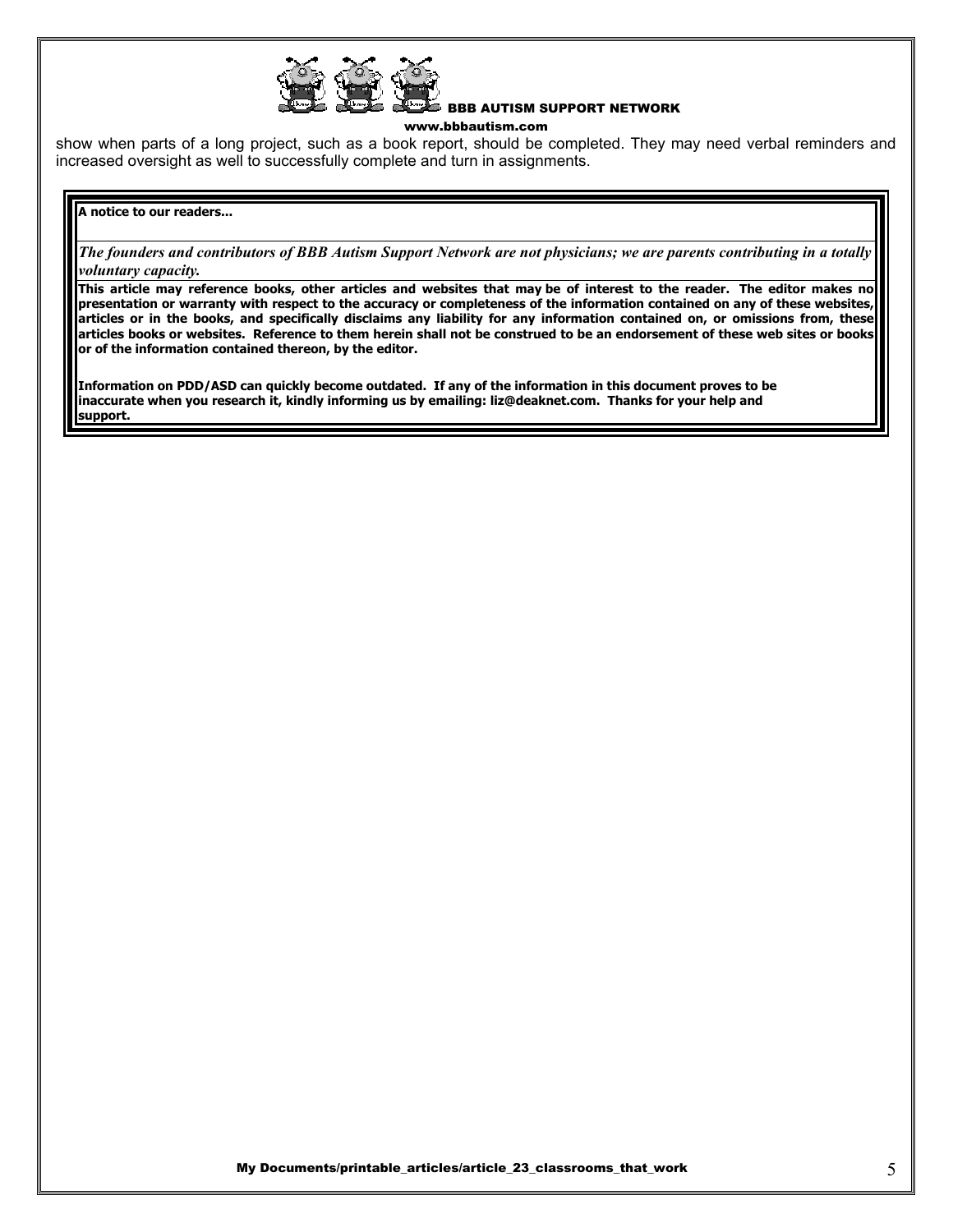show when parts of a long project, such as a book report, should be completed. They may need verbal reminders and increased oversight as well to successfully complete and turn in assignments.

**A notice to our readers...**

***The founders and contributors of BBB Autism Support Network are not physicians; we are parents contributing in a totally voluntary capacity.***

**This article may reference books, other articles and websites that may be of interest to the reader. The editor makes no presentation or warranty with respect to the accuracy or completeness of the information contained on any of these websites, articles or in the books, and specifically disclaims any liability for any information contained on, or omissions from, these articles books or websites. Reference to them herein shall not be construed to be an endorsement of these web sites or books or of the information contained thereon, by the editor.**

**Information on PDD/ASD can quickly become outdated. If any of the information in this document proves to be inaccurate when you research it, kindly informing us by emailing: liz@deaknet.com. Thanks for your help and support.**